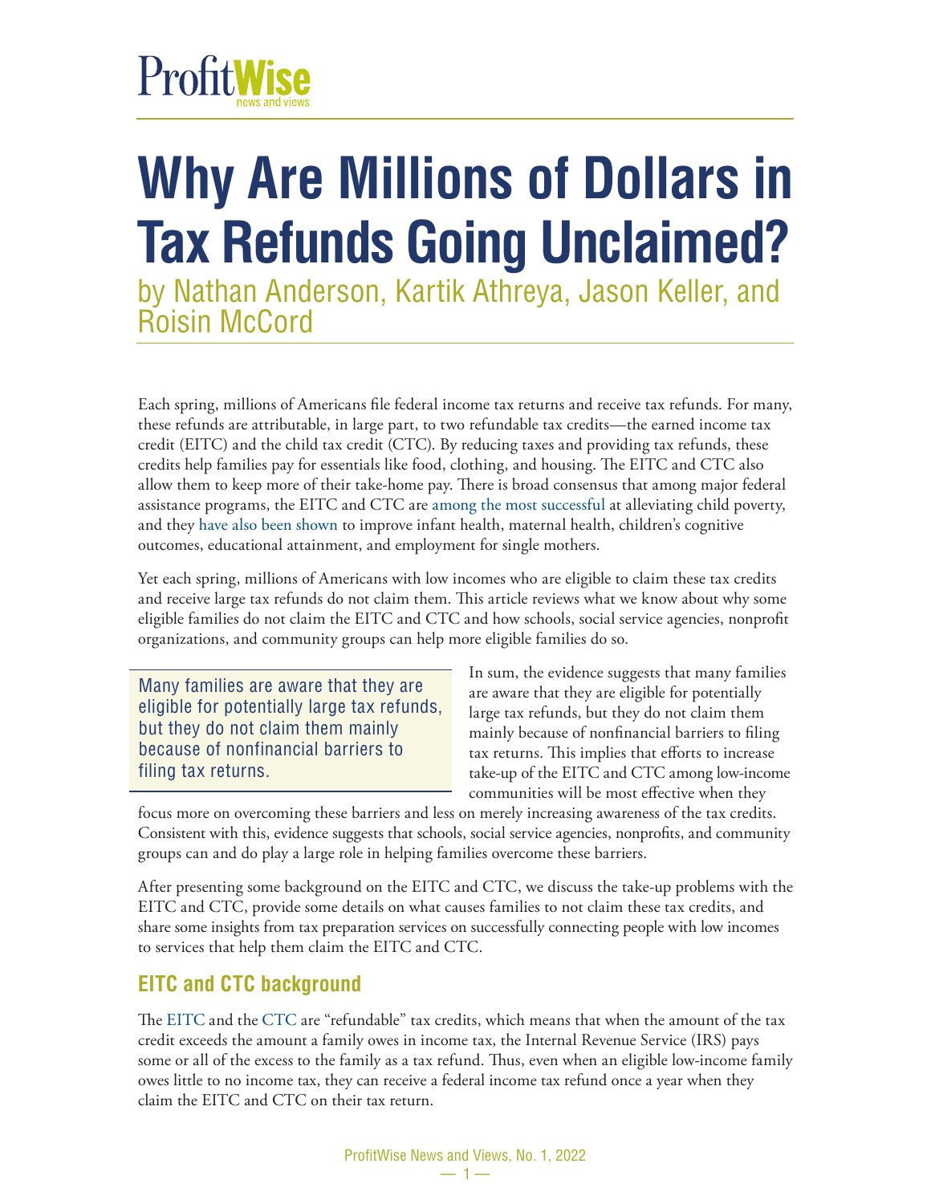ProfitWise news and views

# Why Are Millions of Dollars in Tax Refunds Going Unclaimed?

by Nathan Anderson, Kartik Athreya, Jason Keller, and Roisin McCord

Each spring, millions of Americans file federal income tax returns and receive tax refunds. For many, these refunds are attributable, in large part, to two refundable tax credits—the earned income tax credit (EITC) and the child tax credit (CTC). By reducing taxes and providing tax refunds, these credits help families pay for essentials like food, clothing, and housing. The EITC and CTC also allow them to keep more of their take-home pay. There is broad consensus that among major federal assistance programs, the EITC and CTC are among the most successful at alleviating child poverty, and they have also been shown to improve infant health, maternal health, children's cognitive outcomes, educational attainment, and employment for single mothers.

Yet each spring, millions of Americans with low incomes who are eligible to claim these tax credits and receive large tax refunds do not claim them. This article reviews what we know about why some eligible families do not claim the EITC and CTC and how schools, social service agencies, nonprofit organizations, and community groups can help more eligible families do so.

> Many families are aware that they are eligible for potentially large tax refunds, but they do not claim them mainly because of nonfinancial barriers to filing tax returns.

In sum, the evidence suggests that many families are aware that they are eligible for potentially large tax refunds, but they do not claim them mainly because of nonfinancial barriers to filing tax returns. This implies that efforts to increase take-up of the EITC and CTC among low-income communities will be most effective when they focus more on overcoming these barriers and less on merely increasing awareness of the tax credits. Consistent with this, evidence suggests that schools, social service agencies, nonprofits, and community groups can and do play a large role in helping families overcome these barriers.

After presenting some background on the EITC and CTC, we discuss the take-up problems with the EITC and CTC, provide some details on what causes families to not claim these tax credits, and share some insights from tax preparation services on successfully connecting people with low incomes to services that help them claim the EITC and CTC.

## EITC and CTC background

The EITC and the CTC are "refundable" tax credits, which means that when the amount of the tax credit exceeds the amount a family owes in income tax, the Internal Revenue Service (IRS) pays some or all of the excess to the family as a tax refund. Thus, even when an eligible low-income family owes little to no income tax, they can receive a federal income tax refund once a year when they claim the EITC and CTC on their tax return.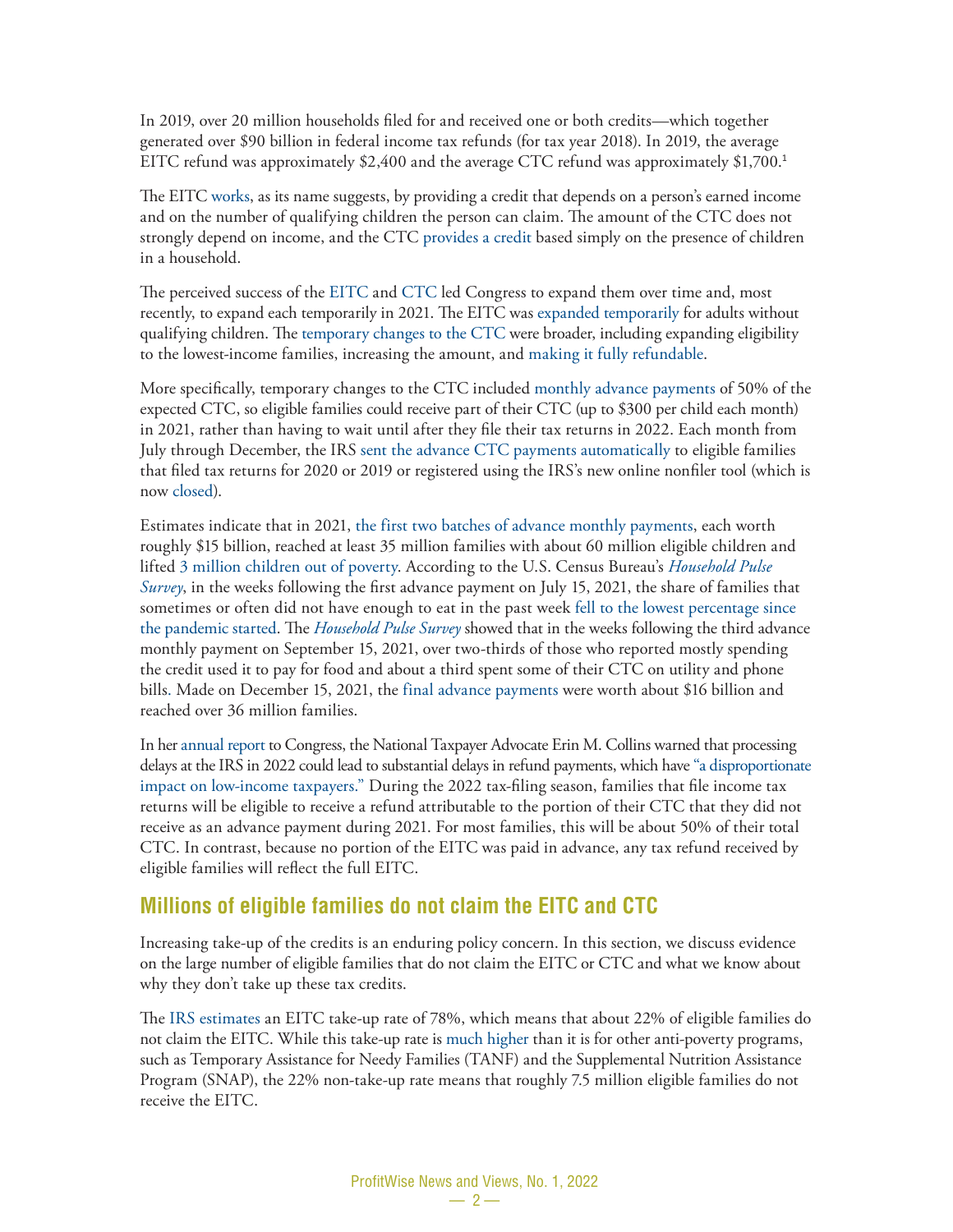In 2019, over 20 million households filed for and received one or both credits—which together generated over $90 billion in federal income tax refunds (for tax year 2018). In 2019, the average EITC refund was approximately $2,400 and the average CTC refund was approximately $1,700.[1]

The EITC works, as its name suggests, by providing a credit that depends on a person's earned income and on the number of qualifying children the person can claim. The amount of the CTC does not strongly depend on income, and the CTC provides a credit based simply on the presence of children in a household.

The perceived success of the EITC and CTC led Congress to expand them over time and, most recently, to expand each temporarily in 2021. The EITC was expanded temporarily for adults without qualifying children. The temporary changes to the CTC were broader, including expanding eligibility to the lowest-income families, increasing the amount, and making it fully refundable.

More specifically, temporary changes to the CTC included monthly advance payments of 50% of the expected CTC, so eligible families could receive part of their CTC (up to $300 per child each month) in 2021, rather than having to wait until after they file their tax returns in 2022. Each month from July through December, the IRS sent the advance CTC payments automatically to eligible families that filed tax returns for 2020 or 2019 or registered using the IRS's new online nonfiler tool (which is now closed).

Estimates indicate that in 2021, the first two batches of advance monthly payments, each worth roughly $15 billion, reached at least 35 million families with about 60 million eligible children and lifted 3 million children out of poverty. According to the U.S. Census Bureau's *Household Pulse Survey*, in the weeks following the first advance payment on July 15, 2021, the share of families that sometimes or often did not have enough to eat in the past week fell to the lowest percentage since the pandemic started. The *Household Pulse Survey* showed that in the weeks following the third advance monthly payment on September 15, 2021, over two-thirds of those who reported mostly spending the credit used it to pay for food and about a third spent some of their CTC on utility and phone bills. Made on December 15, 2021, the final advance payments were worth about $16 billion and reached over 36 million families.

In her annual report to Congress, the National Taxpayer Advocate Erin M. Collins warned that processing delays at the IRS in 2022 could lead to substantial delays in refund payments, which have "a disproportionate impact on low-income taxpayers." During the 2022 tax-filing season, families that file income tax returns will be eligible to receive a refund attributable to the portion of their CTC that they did not receive as an advance payment during 2021. For most families, this will be about 50% of their total CTC. In contrast, because no portion of the EITC was paid in advance, any tax refund received by eligible families will reflect the full EITC.

## Millions of eligible families do not claim the EITC and CTC

Increasing take-up of the credits is an enduring policy concern. In this section, we discuss evidence on the large number of eligible families that do not claim the EITC or CTC and what we know about why they don't take up these tax credits.

The IRS estimates an EITC take-up rate of 78%, which means that about 22% of eligible families do not claim the EITC. While this take-up rate is much higher than it is for other anti-poverty programs, such as Temporary Assistance for Needy Families (TANF) and the Supplemental Nutrition Assistance Program (SNAP), the 22% non-take-up rate means that roughly 7.5 million eligible families do not receive the EITC.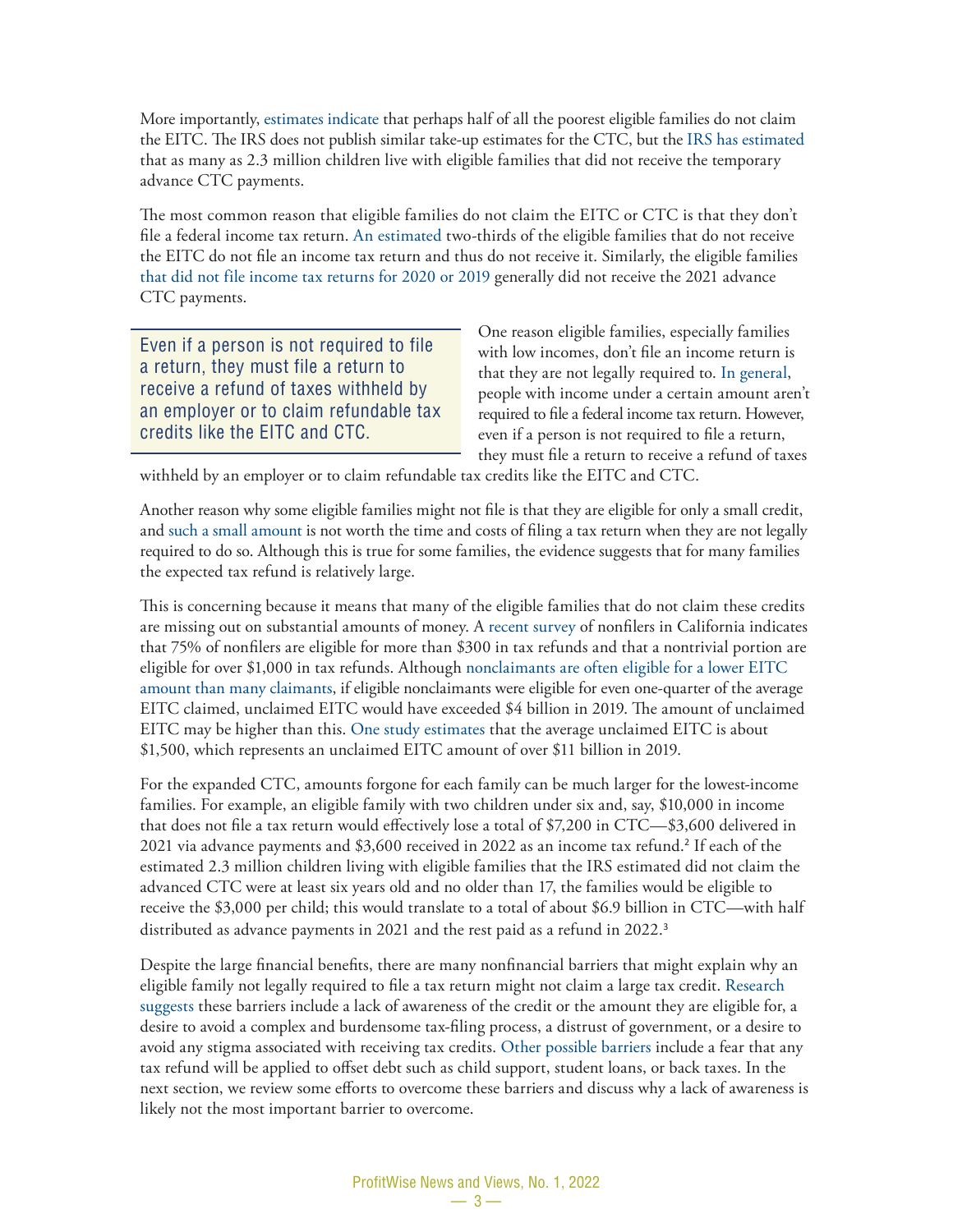More importantly, estimates indicate that perhaps half of all the poorest eligible families do not claim the EITC. The IRS does not publish similar take-up estimates for the CTC, but the IRS has estimated that as many as 2.3 million children live with eligible families that did not receive the temporary advance CTC payments.

The most common reason that eligible families do not claim the EITC or CTC is that they don't file a federal income tax return. An estimated two-thirds of the eligible families that do not receive the EITC do not file an income tax return and thus do not receive it. Similarly, the eligible families that did not file income tax returns for 2020 or 2019 generally did not receive the 2021 advance CTC payments.

> Even if a person is not required to file a return, they must file a return to receive a refund of taxes withheld by an employer or to claim refundable tax credits like the EITC and CTC.

One reason eligible families, especially families with low incomes, don't file an income return is that they are not legally required to. In general, people with income under a certain amount aren't required to file a federal income tax return. However, even if a person is not required to file a return, they must file a return to receive a refund of taxes withheld by an employer or to claim refundable tax credits like the EITC and CTC.

Another reason why some eligible families might not file is that they are eligible for only a small credit, and such a small amount is not worth the time and costs of filing a tax return when they are not legally required to do so. Although this is true for some families, the evidence suggests that for many families the expected tax refund is relatively large.

This is concerning because it means that many of the eligible families that do not claim these credits are missing out on substantial amounts of money. A recent survey of nonfilers in California indicates that 75% of nonfilers are eligible for more than $300 in tax refunds and that a nontrivial portion are eligible for over $1,000 in tax refunds. Although nonclaimants are often eligible for a lower EITC amount than many claimants, if eligible nonclaimants were eligible for even one-quarter of the average EITC claimed, unclaimed EITC would have exceeded $4 billion in 2019. The amount of unclaimed EITC may be higher than this. One study estimates that the average unclaimed EITC is about $1,500, which represents an unclaimed EITC amount of over $11 billion in 2019.

For the expanded CTC, amounts forgone for each family can be much larger for the lowest-income families. For example, an eligible family with two children under six and, say, $10,000 in income that does not file a tax return would effectively lose a total of $7,200 in CTC—$3,600 delivered in 2021 via advance payments and $3,600 received in 2022 as an income tax refund.[2] If each of the estimated 2.3 million children living with eligible families that the IRS estimated did not claim the advanced CTC were at least six years old and no older than 17, the families would be eligible to receive the $3,000 per child; this would translate to a total of about $6.9 billion in CTC—with half distributed as advance payments in 2021 and the rest paid as a refund in 2022.[3]

Despite the large financial benefits, there are many nonfinancial barriers that might explain why an eligible family not legally required to file a tax return might not claim a large tax credit. Research suggests these barriers include a lack of awareness of the credit or the amount they are eligible for, a desire to avoid a complex and burdensome tax-filing process, a distrust of government, or a desire to avoid any stigma associated with receiving tax credits. Other possible barriers include a fear that any tax refund will be applied to offset debt such as child support, student loans, or back taxes. In the next section, we review some efforts to overcome these barriers and discuss why a lack of awareness is likely not the most important barrier to overcome.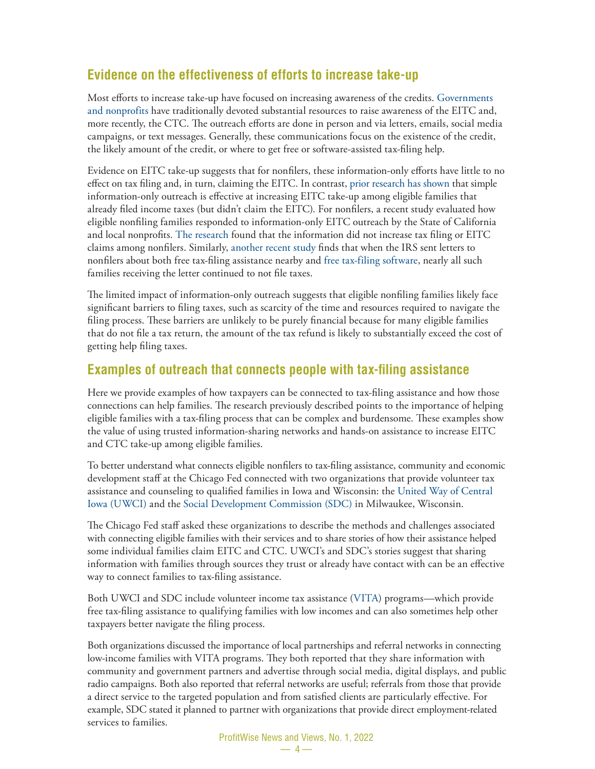## Evidence on the effectiveness of efforts to increase take-up

Most efforts to increase take-up have focused on increasing awareness of the credits. Governments and nonprofits have traditionally devoted substantial resources to raise awareness of the EITC and, more recently, the CTC. The outreach efforts are done in person and via letters, emails, social media campaigns, or text messages. Generally, these communications focus on the existence of the credit, the likely amount of the credit, or where to get free or software-assisted tax-filing help.

Evidence on EITC take-up suggests that for nonfilers, these information-only efforts have little to no effect on tax filing and, in turn, claiming the EITC. In contrast, prior research has shown that simple information-only outreach is effective at increasing EITC take-up among eligible families that already filed income taxes (but didn't claim the EITC). For nonfilers, a recent study evaluated how eligible nonfiling families responded to information-only EITC outreach by the State of California and local nonprofits. The research found that the information did not increase tax filing or EITC claims among nonfilers. Similarly, another recent study finds that when the IRS sent letters to nonfilers about both free tax-filing assistance nearby and free tax-filing software, nearly all such families receiving the letter continued to not file taxes.

The limited impact of information-only outreach suggests that eligible nonfiling families likely face significant barriers to filing taxes, such as scarcity of the time and resources required to navigate the filing process. These barriers are unlikely to be purely financial because for many eligible families that do not file a tax return, the amount of the tax refund is likely to substantially exceed the cost of getting help filing taxes.

## Examples of outreach that connects people with tax-filing assistance

Here we provide examples of how taxpayers can be connected to tax-filing assistance and how those connections can help families. The research previously described points to the importance of helping eligible families with a tax-filing process that can be complex and burdensome. These examples show the value of using trusted information-sharing networks and hands-on assistance to increase EITC and CTC take-up among eligible families.

To better understand what connects eligible nonfilers to tax-filing assistance, community and economic development staff at the Chicago Fed connected with two organizations that provide volunteer tax assistance and counseling to qualified families in Iowa and Wisconsin: the United Way of Central Iowa (UWCI) and the Social Development Commission (SDC) in Milwaukee, Wisconsin.

The Chicago Fed staff asked these organizations to describe the methods and challenges associated with connecting eligible families with their services and to share stories of how their assistance helped some individual families claim EITC and CTC. UWCI's and SDC's stories suggest that sharing information with families through sources they trust or already have contact with can be an effective way to connect families to tax-filing assistance.

Both UWCI and SDC include volunteer income tax assistance (VITA) programs—which provide free tax-filing assistance to qualifying families with low incomes and can also sometimes help other taxpayers better navigate the filing process.

Both organizations discussed the importance of local partnerships and referral networks in connecting low-income families with VITA programs. They both reported that they share information with community and government partners and advertise through social media, digital displays, and public radio campaigns. Both also reported that referral networks are useful; referrals from those that provide a direct service to the targeted population and from satisfied clients are particularly effective. For example, SDC stated it planned to partner with organizations that provide direct employment-related services to families.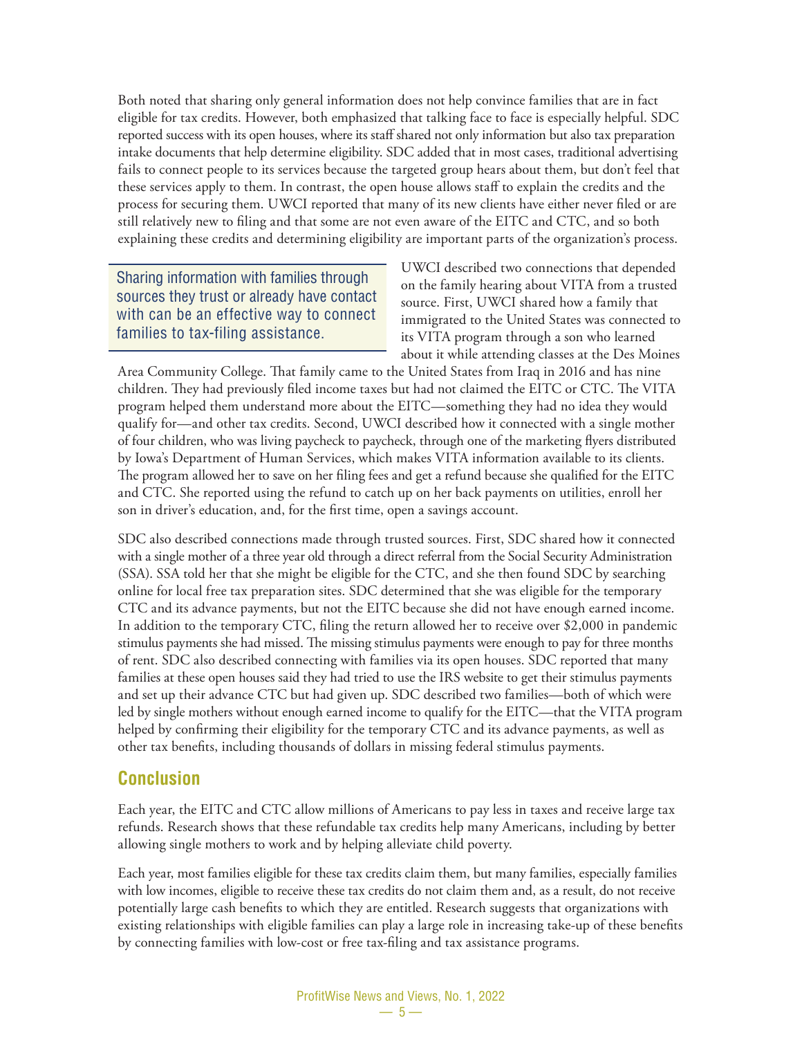Both noted that sharing only general information does not help convince families that are in fact eligible for tax credits. However, both emphasized that talking face to face is especially helpful. SDC reported success with its open houses, where its staff shared not only information but also tax preparation intake documents that help determine eligibility. SDC added that in most cases, traditional advertising fails to connect people to its services because the targeted group hears about them, but don't feel that these services apply to them. In contrast, the open house allows staff to explain the credits and the process for securing them. UWCI reported that many of its new clients have either never filed or are still relatively new to filing and that some are not even aware of the EITC and CTC, and so both explaining these credits and determining eligibility are important parts of the organization's process.

> Sharing information with families through sources they trust or already have contact with can be an effective way to connect families to tax-filing assistance.

UWCI described two connections that depended on the family hearing about VITA from a trusted source. First, UWCI shared how a family that immigrated to the United States was connected to its VITA program through a son who learned about it while attending classes at the Des Moines Area Community College. That family came to the United States from Iraq in 2016 and has nine children. They had previously filed income taxes but had not claimed the EITC or CTC. The VITA program helped them understand more about the EITC—something they had no idea they would qualify for—and other tax credits. Second, UWCI described how it connected with a single mother of four children, who was living paycheck to paycheck, through one of the marketing flyers distributed by Iowa's Department of Human Services, which makes VITA information available to its clients. The program allowed her to save on her filing fees and get a refund because she qualified for the EITC and CTC. She reported using the refund to catch up on her back payments on utilities, enroll her son in driver's education, and, for the first time, open a savings account.

SDC also described connections made through trusted sources. First, SDC shared how it connected with a single mother of a three year old through a direct referral from the Social Security Administration (SSA). SSA told her that she might be eligible for the CTC, and she then found SDC by searching online for local free tax preparation sites. SDC determined that she was eligible for the temporary CTC and its advance payments, but not the EITC because she did not have enough earned income. In addition to the temporary CTC, filing the return allowed her to receive over $2,000 in pandemic stimulus payments she had missed. The missing stimulus payments were enough to pay for three months of rent. SDC also described connecting with families via its open houses. SDC reported that many families at these open houses said they had tried to use the IRS website to get their stimulus payments and set up their advance CTC but had given up. SDC described two families—both of which were led by single mothers without enough earned income to qualify for the EITC—that the VITA program helped by confirming their eligibility for the temporary CTC and its advance payments, as well as other tax benefits, including thousands of dollars in missing federal stimulus payments.

## Conclusion

Each year, the EITC and CTC allow millions of Americans to pay less in taxes and receive large tax refunds. Research shows that these refundable tax credits help many Americans, including by better allowing single mothers to work and by helping alleviate child poverty.

Each year, most families eligible for these tax credits claim them, but many families, especially families with low incomes, eligible to receive these tax credits do not claim them and, as a result, do not receive potentially large cash benefits to which they are entitled. Research suggests that organizations with existing relationships with eligible families can play a large role in increasing take-up of these benefits by connecting families with low-cost or free tax-filing and tax assistance programs.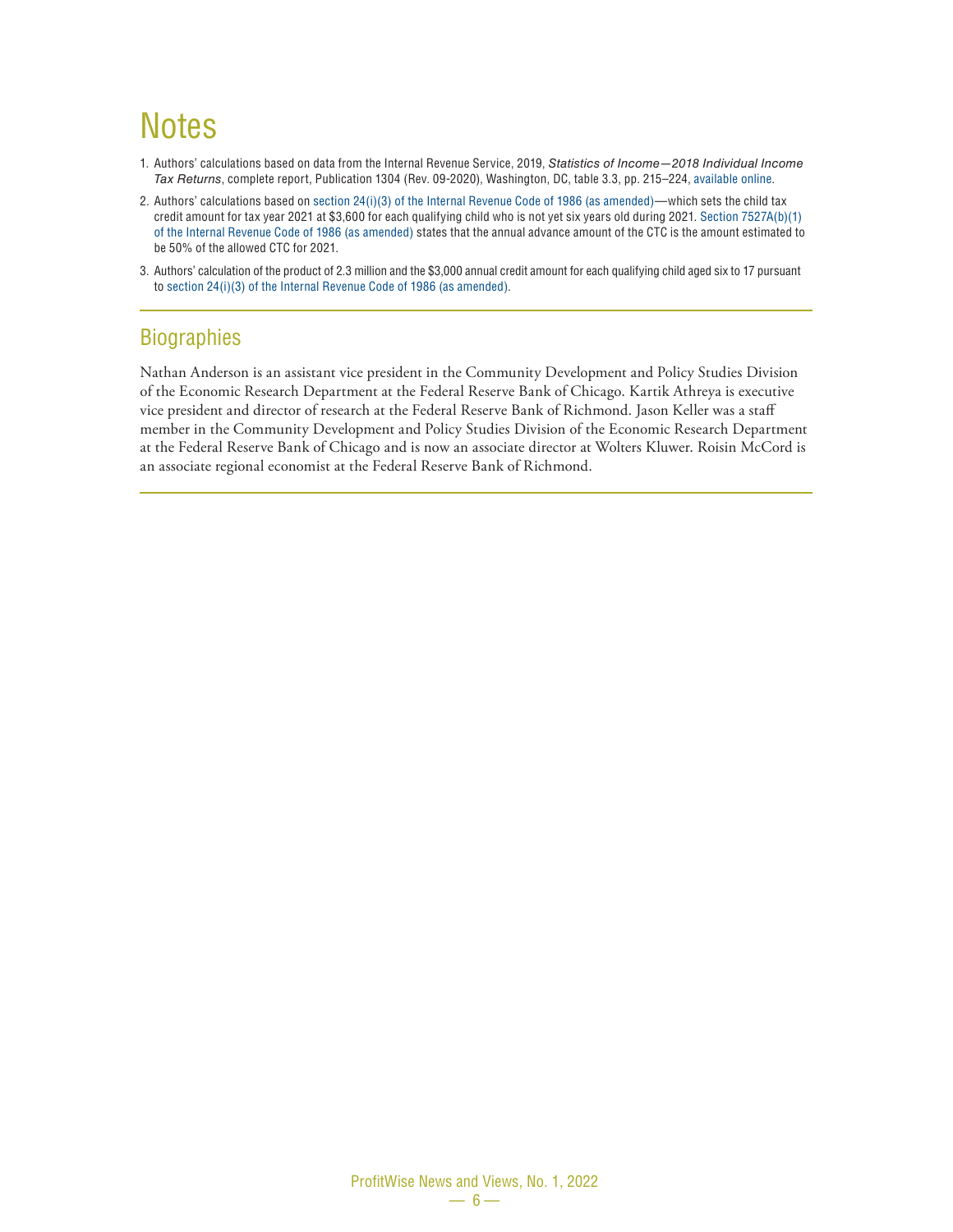# Notes

1. Authors' calculations based on data from the Internal Revenue Service, 2019, *Statistics of Income—2018 Individual Income Tax Returns*, complete report, Publication 1304 (Rev. 09-2020), Washington, DC, table 3.3, pp. 215–224, available online.
2. Authors' calculations based on section 24(i)(3) of the Internal Revenue Code of 1986 (as amended)—which sets the child tax credit amount for tax year 2021 at $3,600 for each qualifying child who is not yet six years old during 2021. Section 7527A(b)(1) of the Internal Revenue Code of 1986 (as amended) states that the annual advance amount of the CTC is the amount estimated to be 50% of the allowed CTC for 2021.
3. Authors' calculation of the product of 2.3 million and the $3,000 annual credit amount for each qualifying child aged six to 17 pursuant to section 24(i)(3) of the Internal Revenue Code of 1986 (as amended).

## Biographies

Nathan Anderson is an assistant vice president in the Community Development and Policy Studies Division of the Economic Research Department at the Federal Reserve Bank of Chicago. Kartik Athreya is executive vice president and director of research at the Federal Reserve Bank of Richmond. Jason Keller was a staff member in the Community Development and Policy Studies Division of the Economic Research Department at the Federal Reserve Bank of Chicago and is now an associate director at Wolters Kluwer. Roisin McCord is an associate regional economist at the Federal Reserve Bank of Richmond.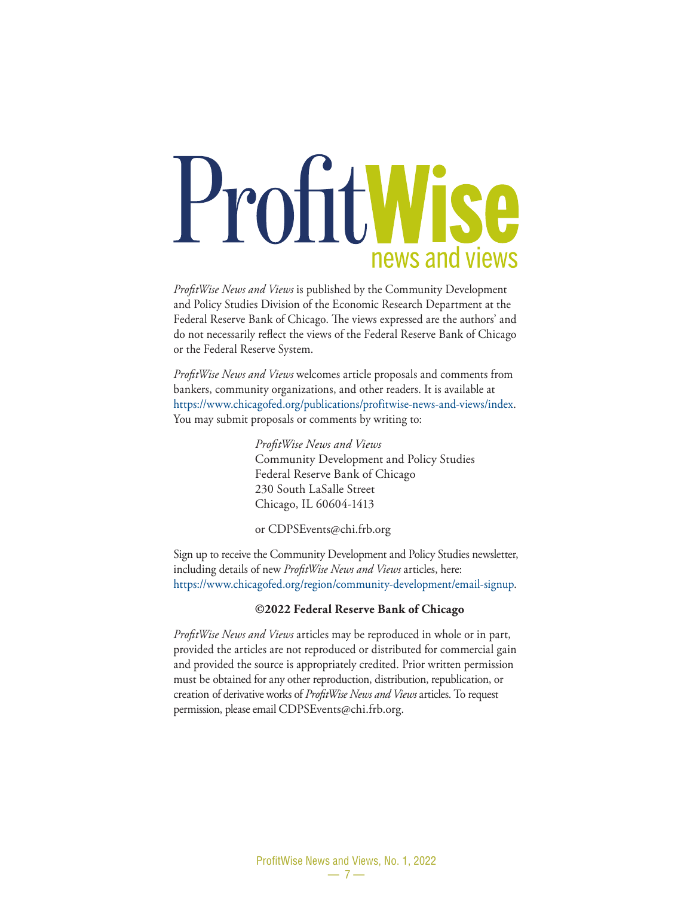# ProfitWise

news and views

*ProfitWise News and Views* is published by the Community Development and Policy Studies Division of the Economic Research Department at the Federal Reserve Bank of Chicago. The views expressed are the authors' and do not necessarily reflect the views of the Federal Reserve Bank of Chicago or the Federal Reserve System.

*ProfitWise News and Views* welcomes article proposals and comments from bankers, community organizations, and other readers. It is available at https://www.chicagofed.org/publications/profitwise-news-and-views/index. You may submit proposals or comments by writing to:

*ProfitWise News and Views*
Community Development and Policy Studies
Federal Reserve Bank of Chicago
230 South LaSalle Street
Chicago, IL 60604-1413

or CDPSEvents@chi.frb.org

Sign up to receive the Community Development and Policy Studies newsletter, including details of new *ProfitWise News and Views* articles, here: https://www.chicagofed.org/region/community-development/email-signup.

**©2022 Federal Reserve Bank of Chicago**

*ProfitWise News and Views* articles may be reproduced in whole or in part, provided the articles are not reproduced or distributed for commercial gain and provided the source is appropriately credited. Prior written permission must be obtained for any other reproduction, distribution, republication, or creation of derivative works of *ProfitWise News and Views* articles. To request permission, please email CDPSEvents@chi.frb.org.